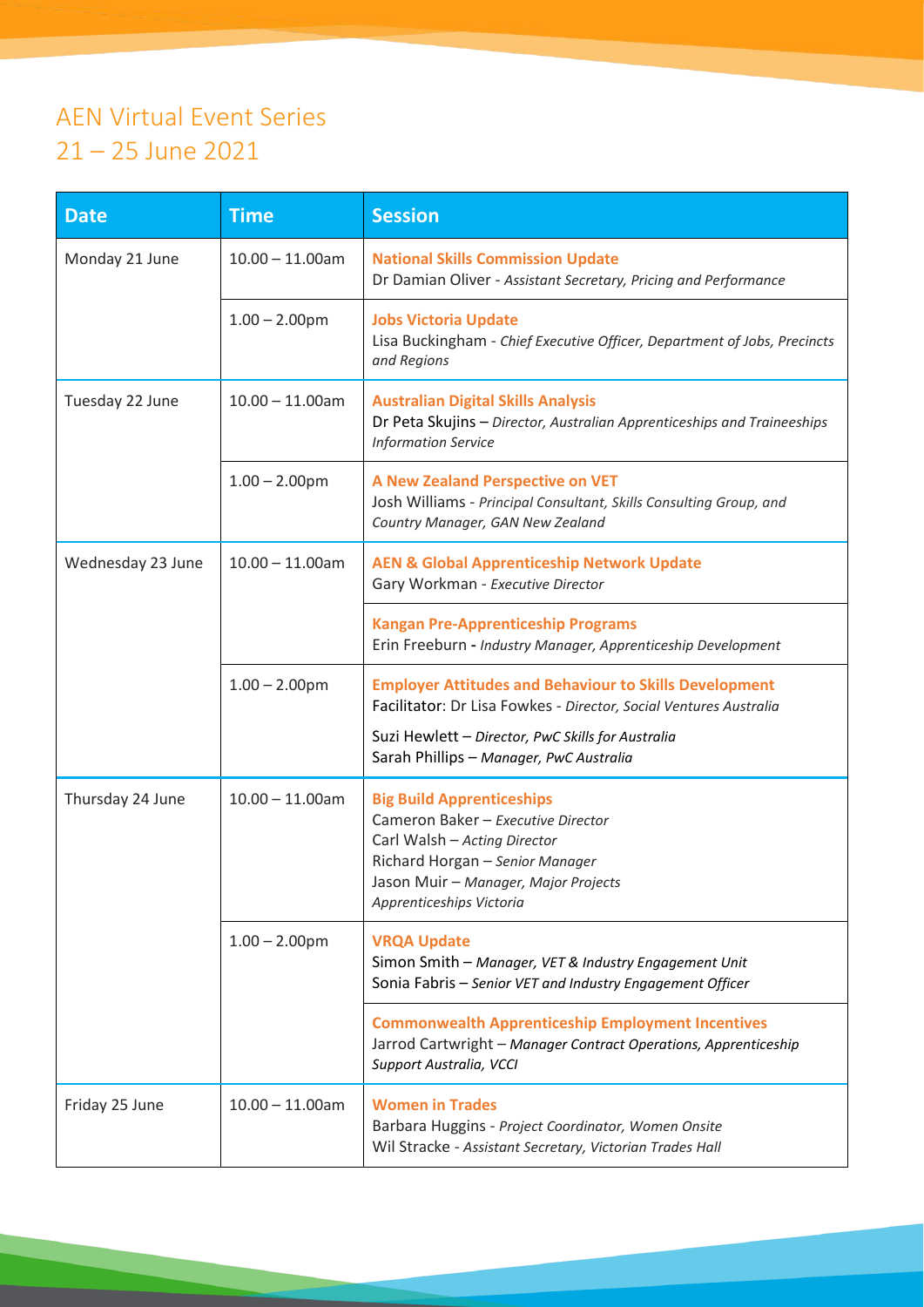# AEN Virtual Event Series
## 21 – 25 June 2021

| Date | Time | Session |
|---|---|---|
| Monday 21 June | 10.00 – 11.00am | **National Skills Commission Update**<br>Dr Damian Oliver - *Assistant Secretary, Pricing and Performance* |
| | 1.00 – 2.00pm | **Jobs Victoria Update**<br>Lisa Buckingham - *Chief Executive Officer, Department of Jobs, Precincts and Regions* |
| Tuesday 22 June | 10.00 – 11.00am | **Australian Digital Skills Analysis**<br>Dr Peta Skujins – *Director, Australian Apprenticeships and Traineeships Information Service* |
| | 1.00 – 2.00pm | **A New Zealand Perspective on VET**<br>Josh Williams - *Principal Consultant, Skills Consulting Group, and Country Manager, GAN New Zealand* |
| Wednesday 23 June | 10.00 – 11.00am | **AEN & Global Apprenticeship Network Update**<br>Gary Workman - *Executive Director* |
| | | **Kangan Pre-Apprenticeship Programs**<br>Erin Freeburn - *Industry Manager, Apprenticeship Development* |
| | 1.00 – 2.00pm | **Employer Attitudes and Behaviour to Skills Development**<br>Facilitator: Dr Lisa Fowkes - *Director, Social Ventures Australia*<br>Suzi Hewlett – *Director, PwC Skills for Australia*<br>Sarah Phillips – *Manager, PwC Australia* |
| Thursday 24 June | 10.00 – 11.00am | **Big Build Apprenticeships**<br>Cameron Baker – *Executive Director*<br>Carl Walsh – *Acting Director*<br>Richard Horgan – *Senior Manager*<br>Jason Muir – *Manager, Major Projects*<br>*Apprenticeships Victoria* |
| | 1.00 – 2.00pm | **VRQA Update**<br>Simon Smith – *Manager, VET & Industry Engagement Unit*<br>Sonia Fabris – *Senior VET and Industry Engagement Officer* |
| | | **Commonwealth Apprenticeship Employment Incentives**<br>Jarrod Cartwright – *Manager Contract Operations, Apprenticeship Support Australia, VCCI* |
| Friday 25 June | 10.00 – 11.00am | **Women in Trades**<br>Barbara Huggins - *Project Coordinator, Women Onsite*<br>Wil Stracke - *Assistant Secretary, Victorian Trades Hall* |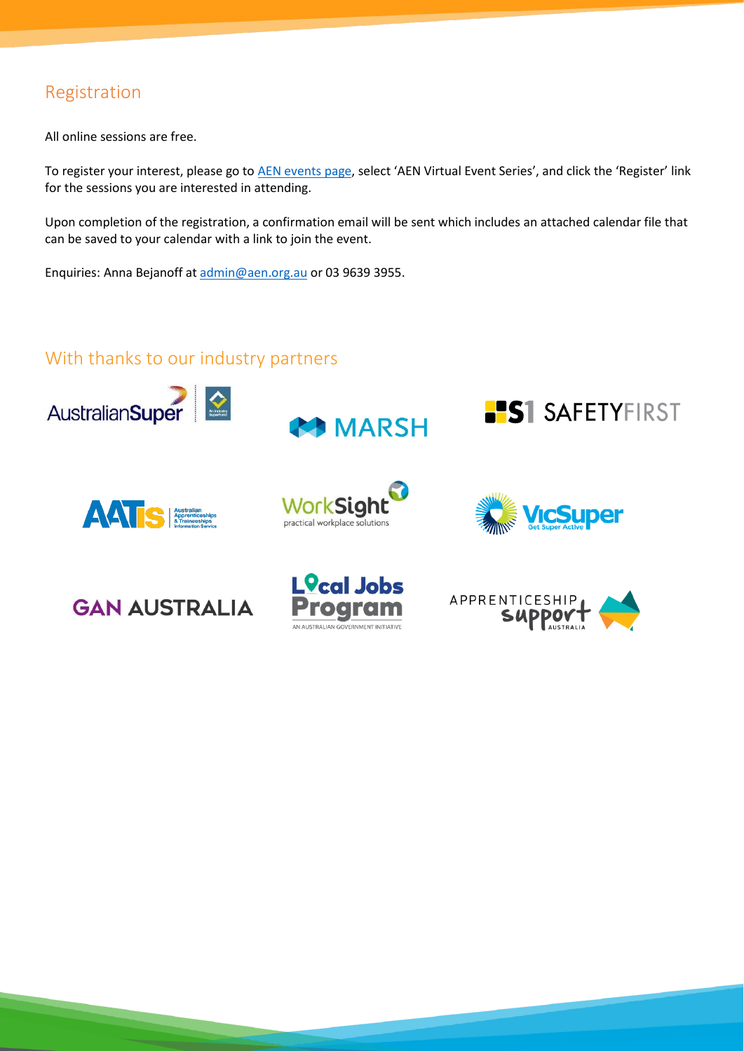## Registration

All online sessions are free.

To register your interest, please go to [AEN events page](#), select 'AEN Virtual Event Series', and click the 'Register' link for the sessions you are interested in attending.

Upon completion of the registration, a confirmation email will be sent which includes an attached calendar file that can be saved to your calendar with a link to join the event.

Enquiries: Anna Bejanoff at admin@aen.org.au or 03 9639 3955.

## With thanks to our industry partners